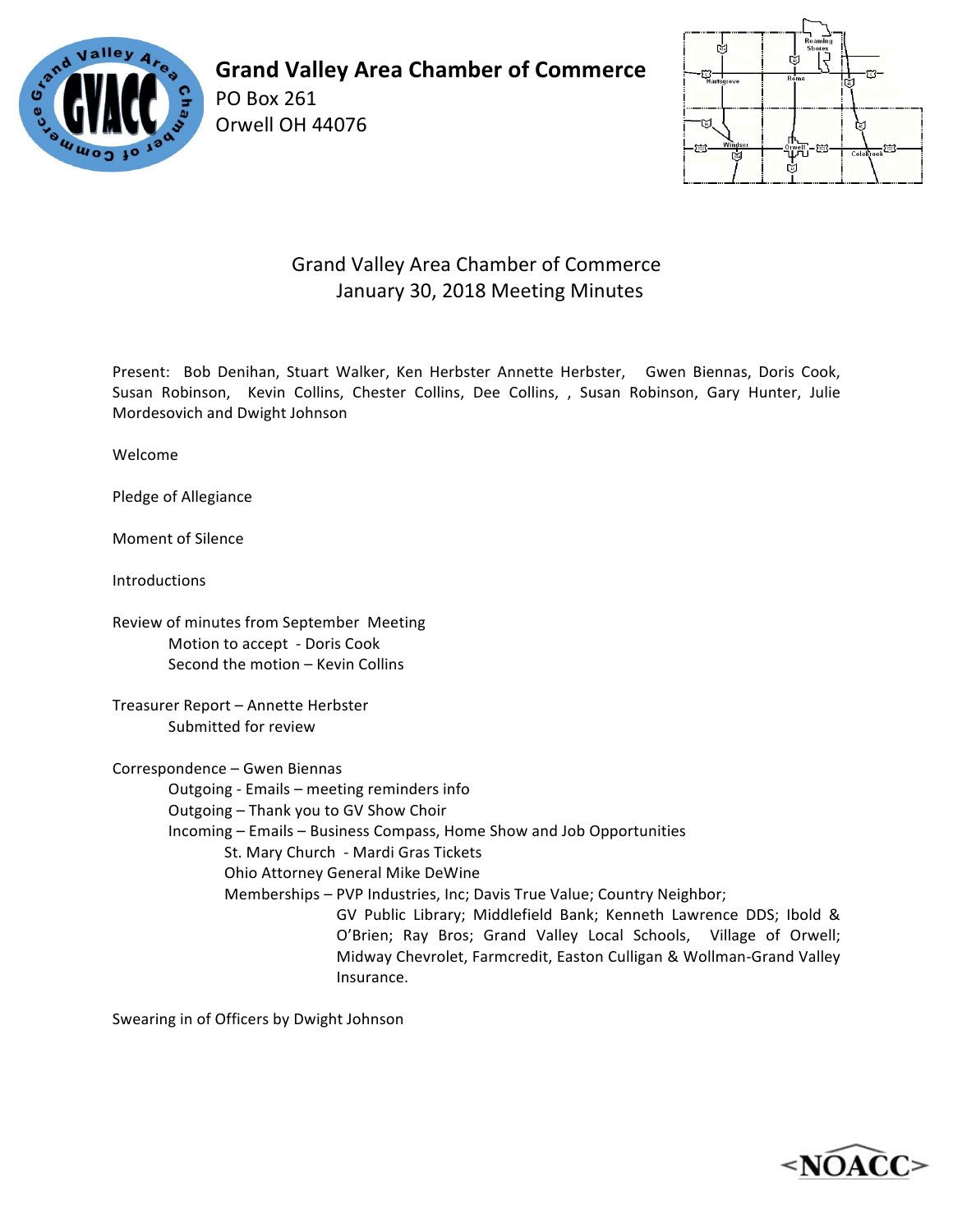**Grand Valley Area Chamber of Commerce**
PO Box 261
Orwell OH 44076

## Grand Valley Area Chamber of Commerce
## January 30, 2018 Meeting Minutes

Present: Bob Denihan, Stuart Walker, Ken Herbster Annette Herbster, Gwen Biennas, Doris Cook, Susan Robinson, Kevin Collins, Chester Collins, Dee Collins, , Susan Robinson, Gary Hunter, Julie Mordesovich and Dwight Johnson

Welcome

Pledge of Allegiance

Moment of Silence

Introductions

Review of minutes from September Meeting
- Motion to accept - Doris Cook
- Second the motion – Kevin Collins

Treasurer Report – Annette Herbster
- Submitted for review

Correspondence – Gwen Biennas
- Outgoing - Emails – meeting reminders info
- Outgoing – Thank you to GV Show Choir
- Incoming – Emails – Business Compass, Home Show and Job Opportunities
  - St. Mary Church - Mardi Gras Tickets
  - Ohio Attorney General Mike DeWine
  - Memberships – PVP Industries, Inc; Davis True Value; Country Neighbor; GV Public Library; Middlefield Bank; Kenneth Lawrence DDS; Ibold & O'Brien; Ray Bros; Grand Valley Local Schools, Village of Orwell; Midway Chevrolet, Farmcredit, Easton Culligan & Wollman-Grand Valley Insurance.

Swearing in of Officers by Dwight Johnson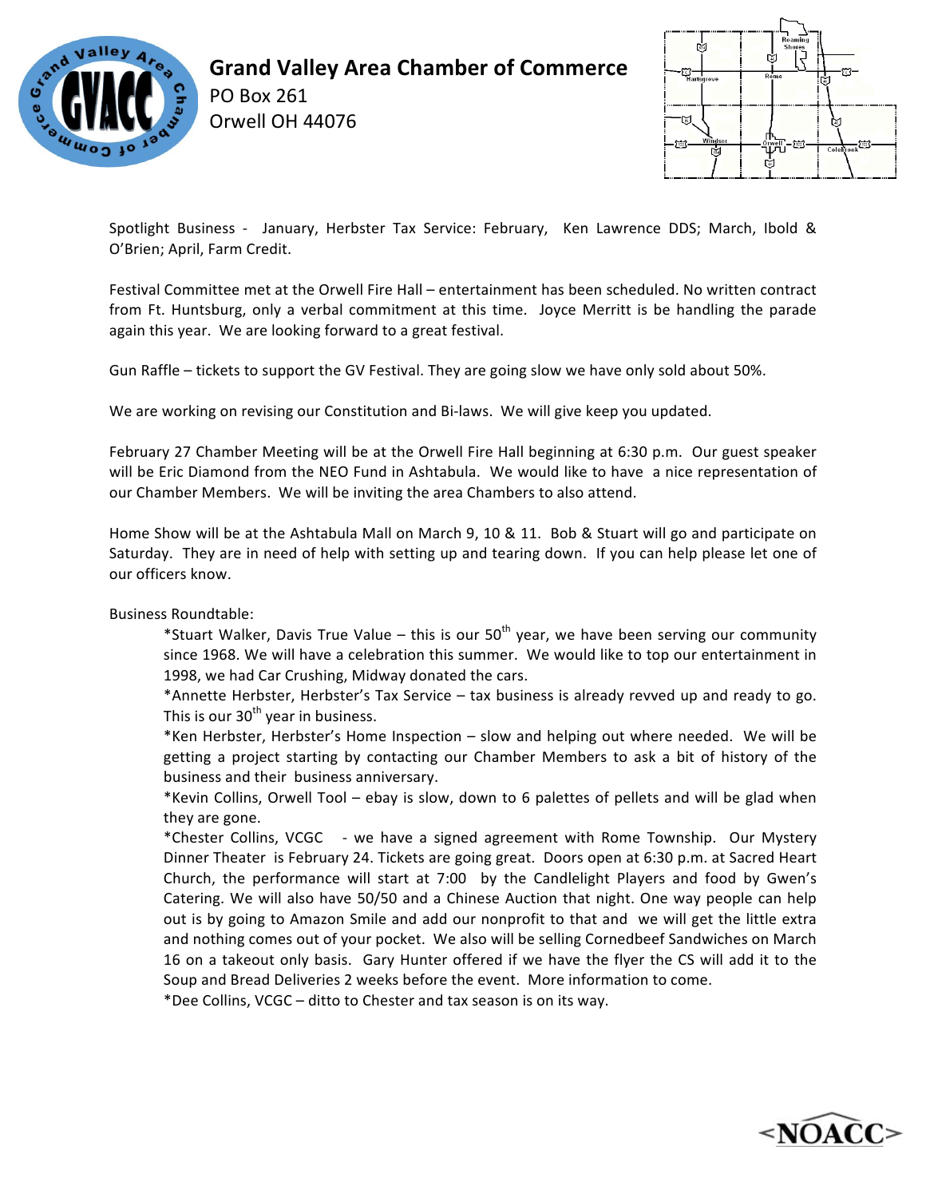# Grand Valley Area Chamber of Commerce

PO Box 261
Orwell OH 44076

Spotlight Business - January, Herbster Tax Service: February, Ken Lawrence DDS; March, Ibold & O'Brien; April, Farm Credit.

Festival Committee met at the Orwell Fire Hall – entertainment has been scheduled. No written contract from Ft. Huntsburg, only a verbal commitment at this time. Joyce Merritt is be handling the parade again this year. We are looking forward to a great festival.

Gun Raffle – tickets to support the GV Festival. They are going slow we have only sold about 50%.

We are working on revising our Constitution and Bi-laws. We will give keep you updated.

February 27 Chamber Meeting will be at the Orwell Fire Hall beginning at 6:30 p.m. Our guest speaker will be Eric Diamond from the NEO Fund in Ashtabula. We would like to have a nice representation of our Chamber Members. We will be inviting the area Chambers to also attend.

Home Show will be at the Ashtabula Mall on March 9, 10 & 11. Bob & Stuart will go and participate on Saturday. They are in need of help with setting up and tearing down. If you can help please let one of our officers know.

Business Roundtable:

*Stuart Walker, Davis True Value – this is our 50th year, we have been serving our community since 1968. We will have a celebration this summer. We would like to top our entertainment in 1998, we had Car Crushing, Midway donated the cars.

*Annette Herbster, Herbster's Tax Service – tax business is already revved up and ready to go. This is our 30th year in business.

*Ken Herbster, Herbster's Home Inspection – slow and helping out where needed. We will be getting a project starting by contacting our Chamber Members to ask a bit of history of the business and their business anniversary.

*Kevin Collins, Orwell Tool – ebay is slow, down to 6 palettes of pellets and will be glad when they are gone.

*Chester Collins, VCGC - we have a signed agreement with Rome Township. Our Mystery Dinner Theater is February 24. Tickets are going great. Doors open at 6:30 p.m. at Sacred Heart Church, the performance will start at 7:00 by the Candlelight Players and food by Gwen's Catering. We will also have 50/50 and a Chinese Auction that night. One way people can help out is by going to Amazon Smile and add our nonprofit to that and we will get the little extra and nothing comes out of your pocket. We also will be selling Cornedbeef Sandwiches on March 16 on a takeout only basis. Gary Hunter offered if we have the flyer the CS will add it to the Soup and Bread Deliveries 2 weeks before the event. More information to come.

*Dee Collins, VCGC – ditto to Chester and tax season is on its way.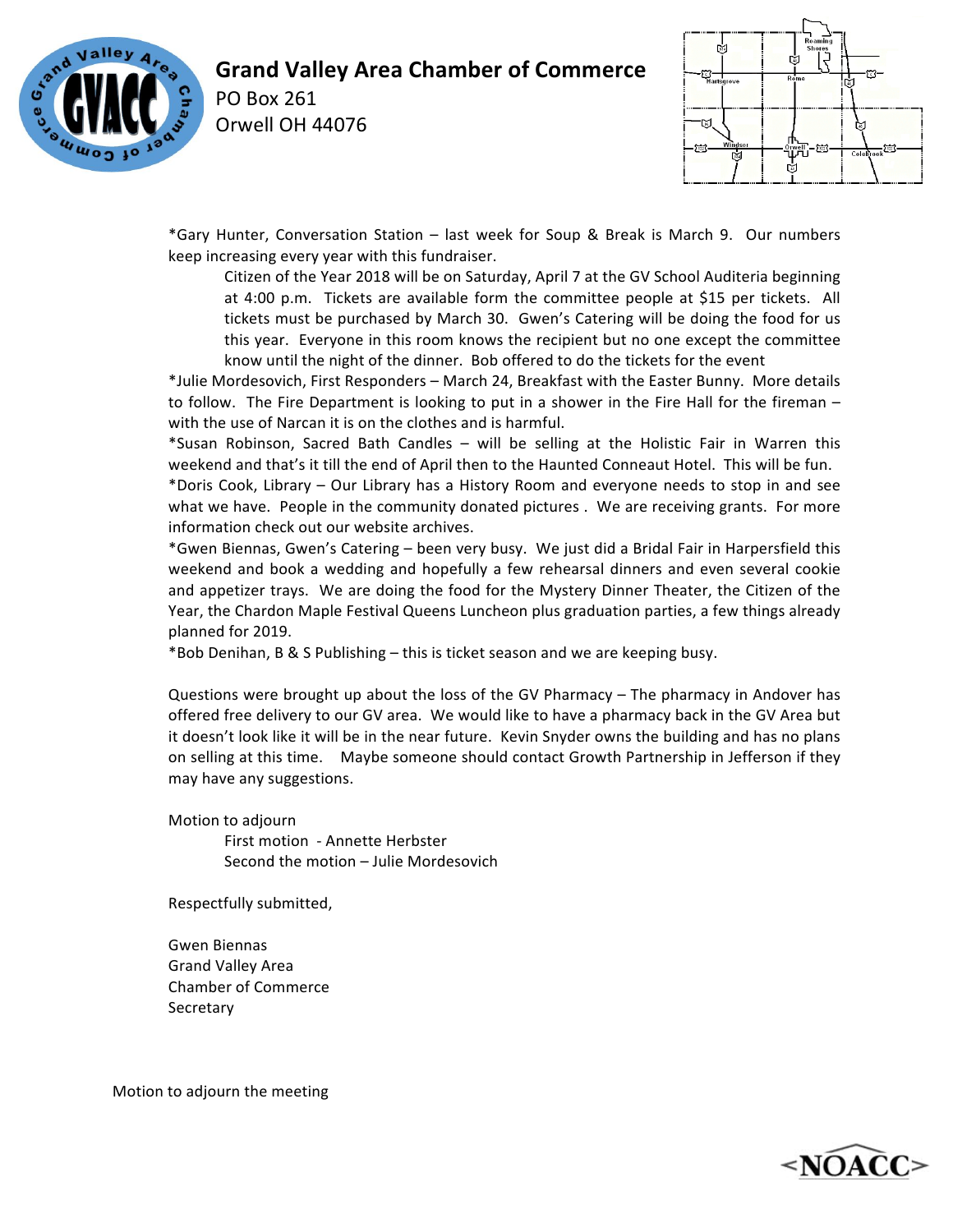**Grand Valley Area Chamber of Commerce**
PO Box 261
Orwell OH 44076

*Gary Hunter, Conversation Station – last week for Soup & Break is March 9. Our numbers keep increasing every year with this fundraiser.

Citizen of the Year 2018 will be on Saturday, April 7 at the GV School Auditeria beginning at 4:00 p.m. Tickets are available form the committee people at $15 per tickets. All tickets must be purchased by March 30. Gwen's Catering will be doing the food for us this year. Everyone in this room knows the recipient but no one except the committee know until the night of the dinner. Bob offered to do the tickets for the event

*Julie Mordesovich, First Responders – March 24, Breakfast with the Easter Bunny. More details to follow. The Fire Department is looking to put in a shower in the Fire Hall for the fireman – with the use of Narcan it is on the clothes and is harmful.

*Susan Robinson, Sacred Bath Candles – will be selling at the Holistic Fair in Warren this weekend and that's it till the end of April then to the Haunted Conneaut Hotel. This will be fun.

*Doris Cook, Library – Our Library has a History Room and everyone needs to stop in and see what we have. People in the community donated pictures . We are receiving grants. For more information check out our website archives.

*Gwen Biennas, Gwen's Catering – been very busy. We just did a Bridal Fair in Harpersfield this weekend and book a wedding and hopefully a few rehearsal dinners and even several cookie and appetizer trays. We are doing the food for the Mystery Dinner Theater, the Citizen of the Year, the Chardon Maple Festival Queens Luncheon plus graduation parties, a few things already planned for 2019.

*Bob Denihan, B & S Publishing – this is ticket season and we are keeping busy.

Questions were brought up about the loss of the GV Pharmacy – The pharmacy in Andover has offered free delivery to our GV area. We would like to have a pharmacy back in the GV Area but it doesn't look like it will be in the near future. Kevin Snyder owns the building and has no plans on selling at this time. Maybe someone should contact Growth Partnership in Jefferson if they may have any suggestions.

Motion to adjourn

First motion - Annette Herbster
Second the motion – Julie Mordesovich

Respectfully submitted,

Gwen Biennas
Grand Valley Area
Chamber of Commerce
Secretary

Motion to adjourn the meeting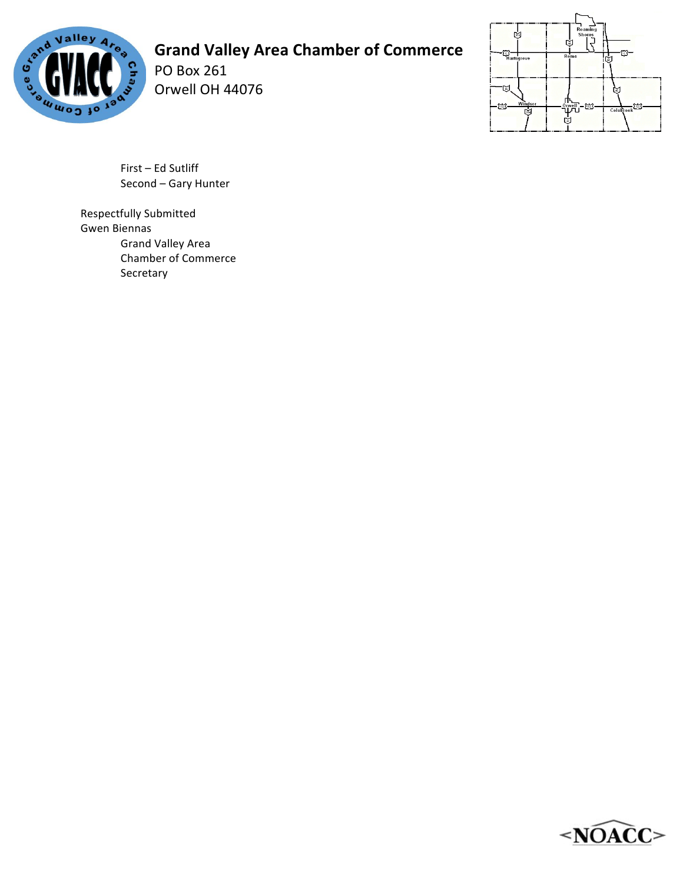**Grand Valley Area Chamber of Commerce**
PO Box 261
Orwell OH 44076

First – Ed Sutliff
Second – Gary Hunter

Respectfully Submitted
Gwen Biennas
Grand Valley Area
Chamber of Commerce
Secretary